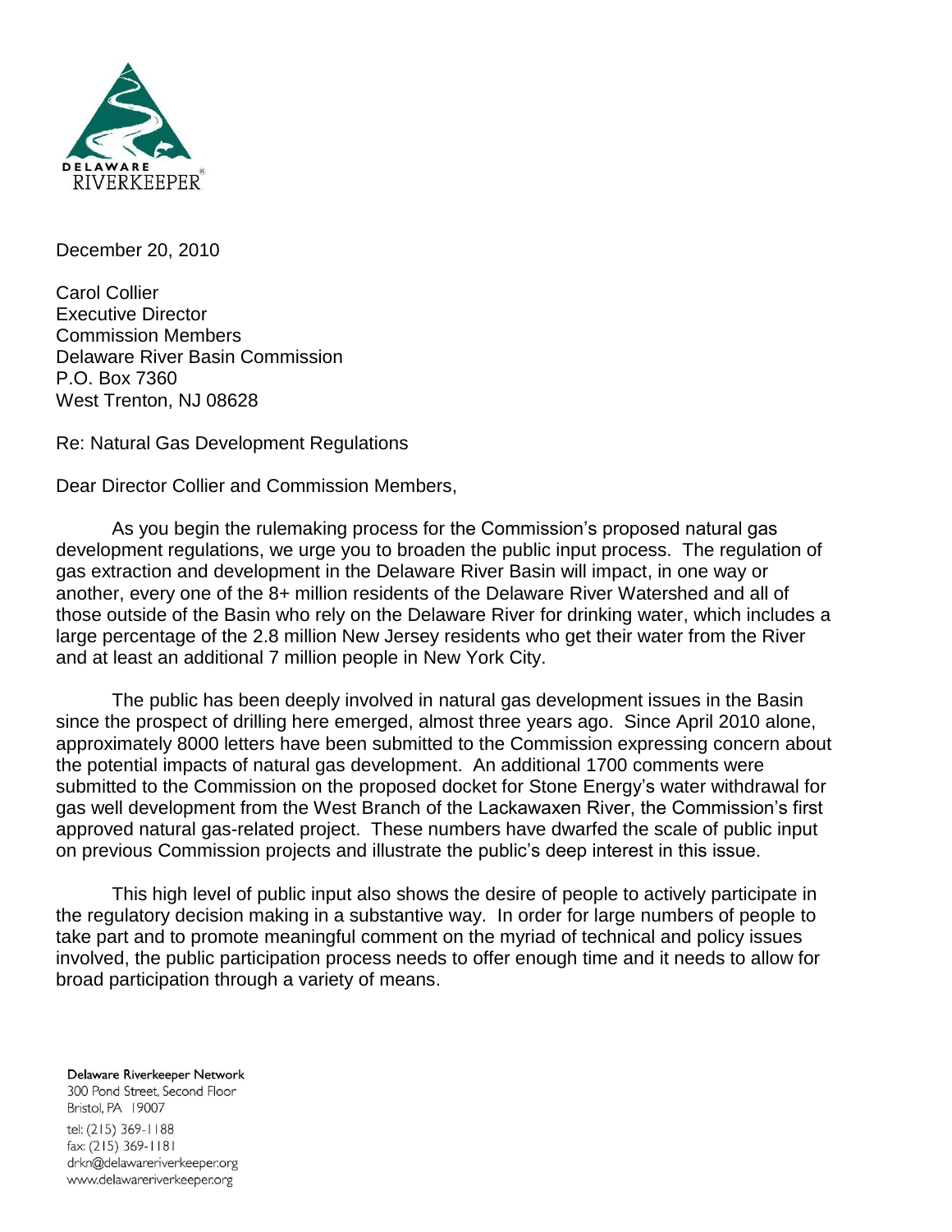DELAWARE RIVERKEEPER®

December 20, 2010

Carol Collier
Executive Director
Commission Members
Delaware River Basin Commission
P.O. Box 7360
West Trenton, NJ 08628

Re: Natural Gas Development Regulations

Dear Director Collier and Commission Members,

As you begin the rulemaking process for the Commission's proposed natural gas development regulations, we urge you to broaden the public input process. The regulation of gas extraction and development in the Delaware River Basin will impact, in one way or another, every one of the 8+ million residents of the Delaware River Watershed and all of those outside of the Basin who rely on the Delaware River for drinking water, which includes a large percentage of the 2.8 million New Jersey residents who get their water from the River and at least an additional 7 million people in New York City.

The public has been deeply involved in natural gas development issues in the Basin since the prospect of drilling here emerged, almost three years ago. Since April 2010 alone, approximately 8000 letters have been submitted to the Commission expressing concern about the potential impacts of natural gas development. An additional 1700 comments were submitted to the Commission on the proposed docket for Stone Energy's water withdrawal for gas well development from the West Branch of the Lackawaxen River, the Commission's first approved natural gas-related project. These numbers have dwarfed the scale of public input on previous Commission projects and illustrate the public's deep interest in this issue.

This high level of public input also shows the desire of people to actively participate in the regulatory decision making in a substantive way. In order for large numbers of people to take part and to promote meaningful comment on the myriad of technical and policy issues involved, the public participation process needs to offer enough time and it needs to allow for broad participation through a variety of means.

Delaware Riverkeeper Network
300 Pond Street, Second Floor
Bristol, PA 19007
tel: (215) 369-1188
fax: (215) 369-1181
drkn@delawareriverkeeper.org
www.delawareriverkeeper.org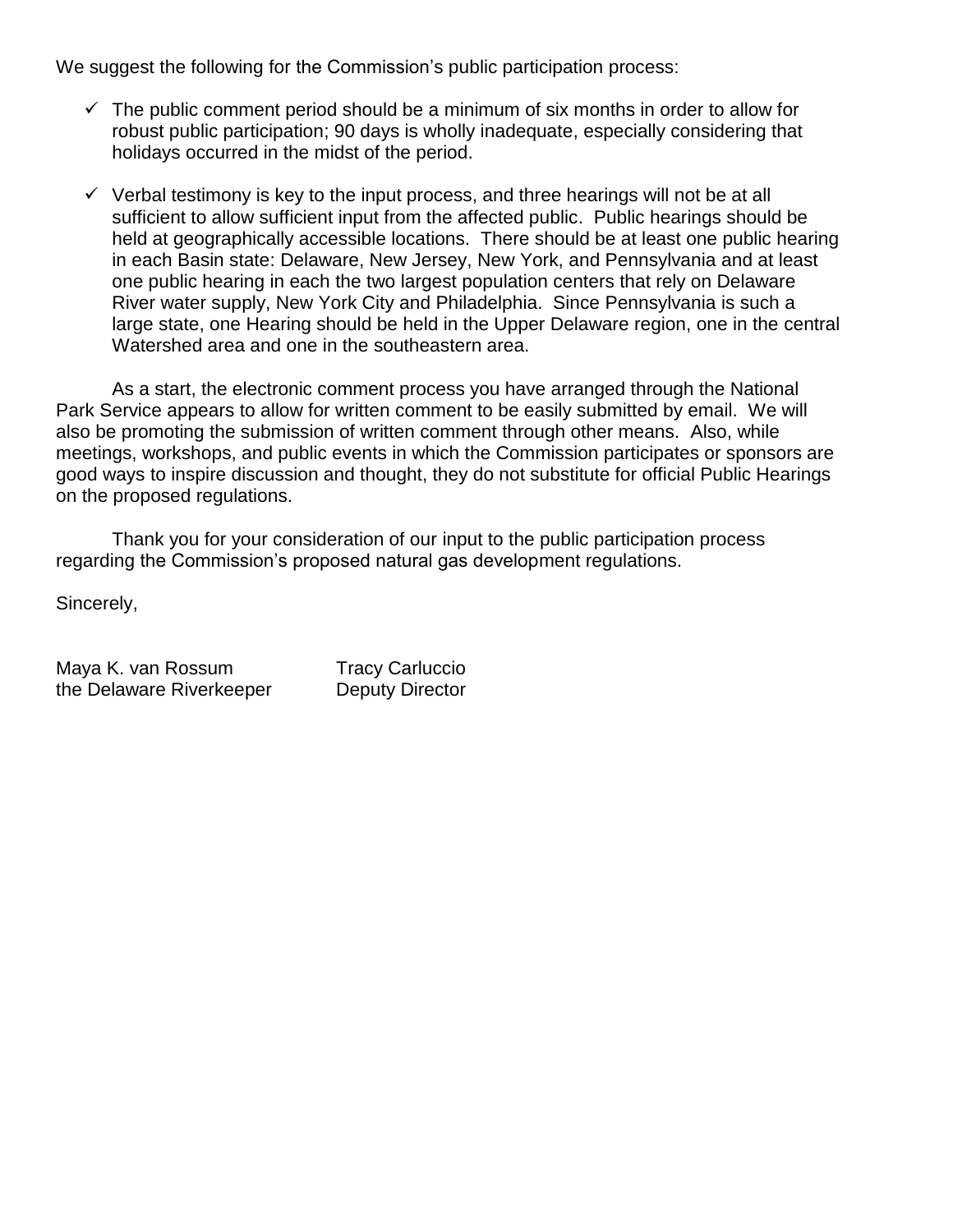We suggest the following for the Commission's public participation process:

- ✓ The public comment period should be a minimum of six months in order to allow for robust public participation; 90 days is wholly inadequate, especially considering that holidays occurred in the midst of the period.

- ✓ Verbal testimony is key to the input process, and three hearings will not be at all sufficient to allow sufficient input from the affected public. Public hearings should be held at geographically accessible locations. There should be at least one public hearing in each Basin state: Delaware, New Jersey, New York, and Pennsylvania and at least one public hearing in each the two largest population centers that rely on Delaware River water supply, New York City and Philadelphia. Since Pennsylvania is such a large state, one Hearing should be held in the Upper Delaware region, one in the central Watershed area and one in the southeastern area.

As a start, the electronic comment process you have arranged through the National Park Service appears to allow for written comment to be easily submitted by email. We will also be promoting the submission of written comment through other means. Also, while meetings, workshops, and public events in which the Commission participates or sponsors are good ways to inspire discussion and thought, they do not substitute for official Public Hearings on the proposed regulations.

Thank you for your consideration of our input to the public participation process regarding the Commission's proposed natural gas development regulations.

Sincerely,

Maya K. van Rossum
the Delaware Riverkeeper

Tracy Carluccio
Deputy Director